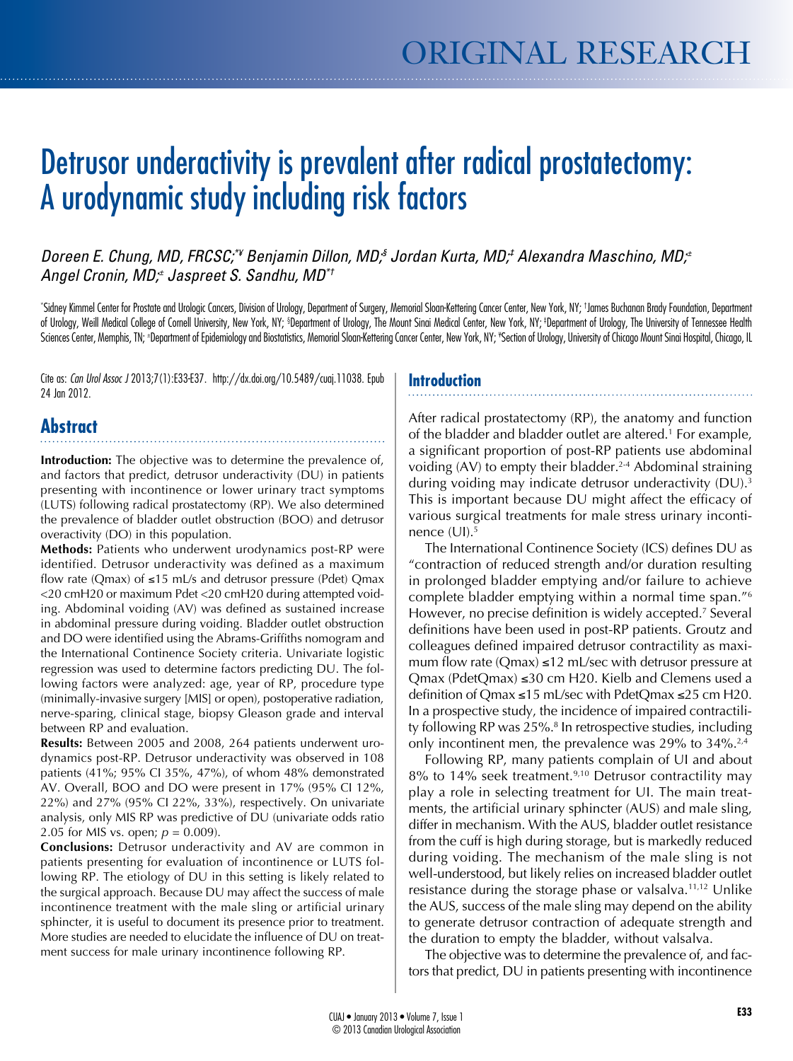ORIGINAL RESEARCH

# Detrusor underactivity is prevalent after radical prostatectomy: A urodynamic study including risk factors

*Doreen E. Chung, MD, FRCSC;[*¥] Benjamin Dillon, MD;[§] Jordan Kurta, MD;[‡] Alexandra Maschino, MD;[±] Angel Cronin, MD;[±] Jaspreet S. Sandhu, MD[*†]*

[*]Sidney Kimmel Center for Prostate and Urologic Cancers, Division of Urology, Department of Surgery, Memorial Sloan-Kettering Cancer Center, New York, NY; [†]James Buchanan Brady Foundation, Department of Urology, Weill Medical College of Cornell University, New York, NY; [§]Department of Urology, The Mount Sinai Medical Center, New York, NY; [‡]Department of Urology, The University of Tennessee Health Sciences Center, Memphis, TN; [±]Department of Epidemiology and Biostatistics, Memorial Sloan-Kettering Cancer Center, New York, NY; [¥]Section of Urology, University of Chicago Mount Sinai Hospital, Chicago, IL

Cite as: *Can Urol Assoc J* 2013;7(1):E33-E37. http://dx.doi.org/10.5489/cuaj.11038. Epub 24 Jan 2012.

## Abstract

**Introduction:** The objective was to determine the prevalence of, and factors that predict, detrusor underactivity (DU) in patients presenting with incontinence or lower urinary tract symptoms (LUTS) following radical prostatectomy (RP). We also determined the prevalence of bladder outlet obstruction (BOO) and detrusor overactivity (DO) in this population.

**Methods:** Patients who underwent urodynamics post-RP were identified. Detrusor underactivity was defined as a maximum flow rate (Qmax) of ≤15 mL/s and detrusor pressure (Pdet) Qmax <20 cmH20 or maximum Pdet <20 cmH20 during attempted voiding. Abdominal voiding (AV) was defined as sustained increase in abdominal pressure during voiding. Bladder outlet obstruction and DO were identified using the Abrams-Griffiths nomogram and the International Continence Society criteria. Univariate logistic regression was used to determine factors predicting DU. The following factors were analyzed: age, year of RP, procedure type (minimally-invasive surgery [MIS] or open), postoperative radiation, nerve-sparing, clinical stage, biopsy Gleason grade and interval between RP and evaluation.

**Results:** Between 2005 and 2008, 264 patients underwent urodynamics post-RP. Detrusor underactivity was observed in 108 patients (41%; 95% CI 35%, 47%), of whom 48% demonstrated AV. Overall, BOO and DO were present in 17% (95% CI 12%, 22%) and 27% (95% CI 22%, 33%), respectively. On univariate analysis, only MIS RP was predictive of DU (univariate odds ratio 2.05 for MIS vs. open; $p = 0.009$).

**Conclusions:** Detrusor underactivity and AV are common in patients presenting for evaluation of incontinence or LUTS following RP. The etiology of DU in this setting is likely related to the surgical approach. Because DU may affect the success of male incontinence treatment with the male sling or artificial urinary sphincter, it is useful to document its presence prior to treatment. More studies are needed to elucidate the influence of DU on treatment success for male urinary incontinence following RP.

## Introduction

After radical prostatectomy (RP), the anatomy and function of the bladder and bladder outlet are altered.[1] For example, a significant proportion of post-RP patients use abdominal voiding (AV) to empty their bladder.[2-4] Abdominal straining during voiding may indicate detrusor underactivity (DU).[3] This is important because DU might affect the efficacy of various surgical treatments for male stress urinary incontinence (UI).[5]

The International Continence Society (ICS) defines DU as "contraction of reduced strength and/or duration resulting in prolonged bladder emptying and/or failure to achieve complete bladder emptying within a normal time span."[6] However, no precise definition is widely accepted.[7] Several definitions have been used in post-RP patients. Groutz and colleagues defined impaired detrusor contractility as maximum flow rate (Qmax) ≤12 mL/sec with detrusor pressure at Qmax (PdetQmax) ≤30 cm H20. Kielb and Clemens used a definition of Qmax ≤15 mL/sec with PdetQmax ≤25 cm H20. In a prospective study, the incidence of impaired contractility following RP was 25%.[8] In retrospective studies, including only incontinent men, the prevalence was 29% to 34%.[2,4]

Following RP, many patients complain of UI and about 8% to 14% seek treatment.[9,10] Detrusor contractility may play a role in selecting treatment for UI. The main treatments, the artificial urinary sphincter (AUS) and male sling, differ in mechanism. With the AUS, bladder outlet resistance from the cuff is high during storage, but is markedly reduced during voiding. The mechanism of the male sling is not well-understood, but likely relies on increased bladder outlet resistance during the storage phase or valsalva.[11,12] Unlike the AUS, success of the male sling may depend on the ability to generate detrusor contraction of adequate strength and the duration to empty the bladder, without valsalva.

The objective was to determine the prevalence of, and factors that predict, DU in patients presenting with incontinence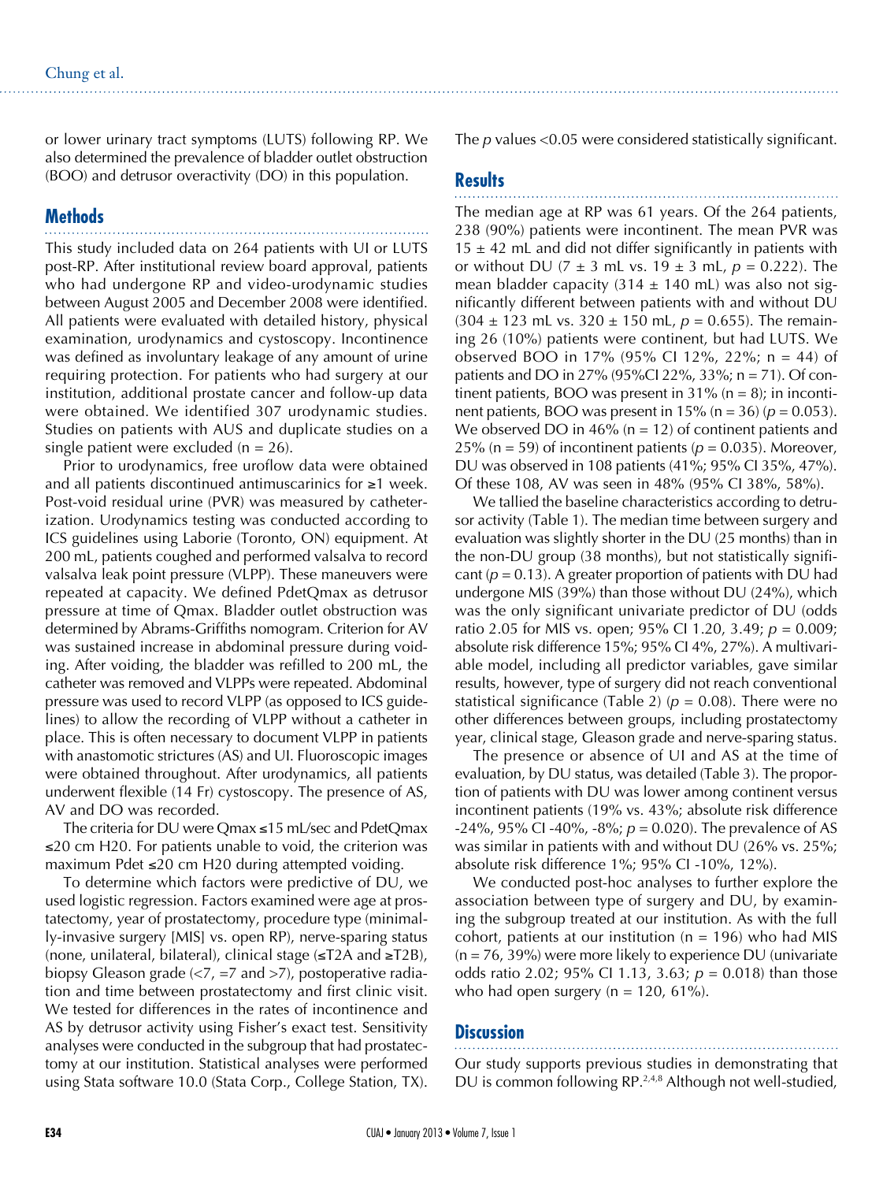or lower urinary tract symptoms (LUTS) following RP. We also determined the prevalence of bladder outlet obstruction (BOO) and detrusor overactivity (DO) in this population.

## Methods

This study included data on 264 patients with UI or LUTS post-RP. After institutional review board approval, patients who had undergone RP and video-urodynamic studies between August 2005 and December 2008 were identified. All patients were evaluated with detailed history, physical examination, urodynamics and cystoscopy. Incontinence was defined as involuntary leakage of any amount of urine requiring protection. For patients who had surgery at our institution, additional prostate cancer and follow-up data were obtained. We identified 307 urodynamic studies. Studies on patients with AUS and duplicate studies on a single patient were excluded (n = 26).

Prior to urodynamics, free uroflow data were obtained and all patients discontinued antimuscarinics for ≥1 week. Post-void residual urine (PVR) was measured by catheterization. Urodynamics testing was conducted according to ICS guidelines using Laborie (Toronto, ON) equipment. At 200 mL, patients coughed and performed valsalva to record valsalva leak point pressure (VLPP). These maneuvers were repeated at capacity. We defined PdetQmax as detrusor pressure at time of Qmax. Bladder outlet obstruction was determined by Abrams-Griffiths nomogram. Criterion for AV was sustained increase in abdominal pressure during voiding. After voiding, the bladder was refilled to 200 mL, the catheter was removed and VLPPs were repeated. Abdominal pressure was used to record VLPP (as opposed to ICS guidelines) to allow the recording of VLPP without a catheter in place. This is often necessary to document VLPP in patients with anastomotic strictures (AS) and UI. Fluoroscopic images were obtained throughout. After urodynamics, all patients underwent flexible (14 Fr) cystoscopy. The presence of AS, AV and DO was recorded.

The criteria for DU were Qmax ≤15 mL/sec and PdetQmax ≤20 cm H20. For patients unable to void, the criterion was maximum Pdet ≤20 cm H20 during attempted voiding.

To determine which factors were predictive of DU, we used logistic regression. Factors examined were age at prostatectomy, year of prostatectomy, procedure type (minimally-invasive surgery [MIS] vs. open RP), nerve-sparing status (none, unilateral, bilateral), clinical stage (≤T2A and ≥T2B), biopsy Gleason grade (<7, =7 and >7), postoperative radiation and time between prostatectomy and first clinic visit. We tested for differences in the rates of incontinence and AS by detrusor activity using Fisher's exact test. Sensitivity analyses were conducted in the subgroup that had prostatectomy at our institution. Statistical analyses were performed using Stata software 10.0 (Stata Corp., College Station, TX). The *p* values <0.05 were considered statistically significant.

## Results

The median age at RP was 61 years. Of the 264 patients, 238 (90%) patients were incontinent. The mean PVR was 15 ± 42 mL and did not differ significantly in patients with or without DU (7 ± 3 mL vs. 19 ± 3 mL, $p = 0.222$). The mean bladder capacity (314 ± 140 mL) was also not significantly different between patients with and without DU (304 ± 123 mL vs. 320 ± 150 mL, $p = 0.655$). The remaining 26 (10%) patients were continent, but had LUTS. We observed BOO in 17% (95% CI 12%, 22%; n = 44) of patients and DO in 27% (95%CI 22%, 33%; n = 71). Of continent patients, BOO was present in 31% (n = 8); in incontinent patients, BOO was present in 15% (n = 36) ($p = 0.053$). We observed DO in 46% (n = 12) of continent patients and 25% (n = 59) of incontinent patients ($p = 0.035$). Moreover, DU was observed in 108 patients (41%; 95% CI 35%, 47%). Of these 108, AV was seen in 48% (95% CI 38%, 58%).

We tallied the baseline characteristics according to detrusor activity (Table 1). The median time between surgery and evaluation was slightly shorter in the DU (25 months) than in the non-DU group (38 months), but not statistically significant ($p = 0.13$). A greater proportion of patients with DU had undergone MIS (39%) than those without DU (24%), which was the only significant univariate predictor of DU (odds ratio 2.05 for MIS vs. open; 95% CI 1.20, 3.49; $p = 0.009$; absolute risk difference 15%; 95% CI 4%, 27%). A multivariable model, including all predictor variables, gave similar results, however, type of surgery did not reach conventional statistical significance (Table 2) ($p = 0.08$). There were no other differences between groups, including prostatectomy year, clinical stage, Gleason grade and nerve-sparing status.

The presence or absence of UI and AS at the time of evaluation, by DU status, was detailed (Table 3). The proportion of patients with DU was lower among continent versus incontinent patients (19% vs. 43%; absolute risk difference -24%, 95% CI -40%, -8%; $p = 0.020$). The prevalence of AS was similar in patients with and without DU (26% vs. 25%; absolute risk difference 1%; 95% CI -10%, 12%).

We conducted post-hoc analyses to further explore the association between type of surgery and DU, by examining the subgroup treated at our institution. As with the full cohort, patients at our institution (n = 196) who had MIS (n = 76, 39%) were more likely to experience DU (univariate odds ratio 2.02; 95% CI 1.13, 3.63; $p = 0.018$) than those who had open surgery (n = 120, 61%).

## Discussion

Our study supports previous studies in demonstrating that DU is common following RP.[2,4,8] Although not well-studied,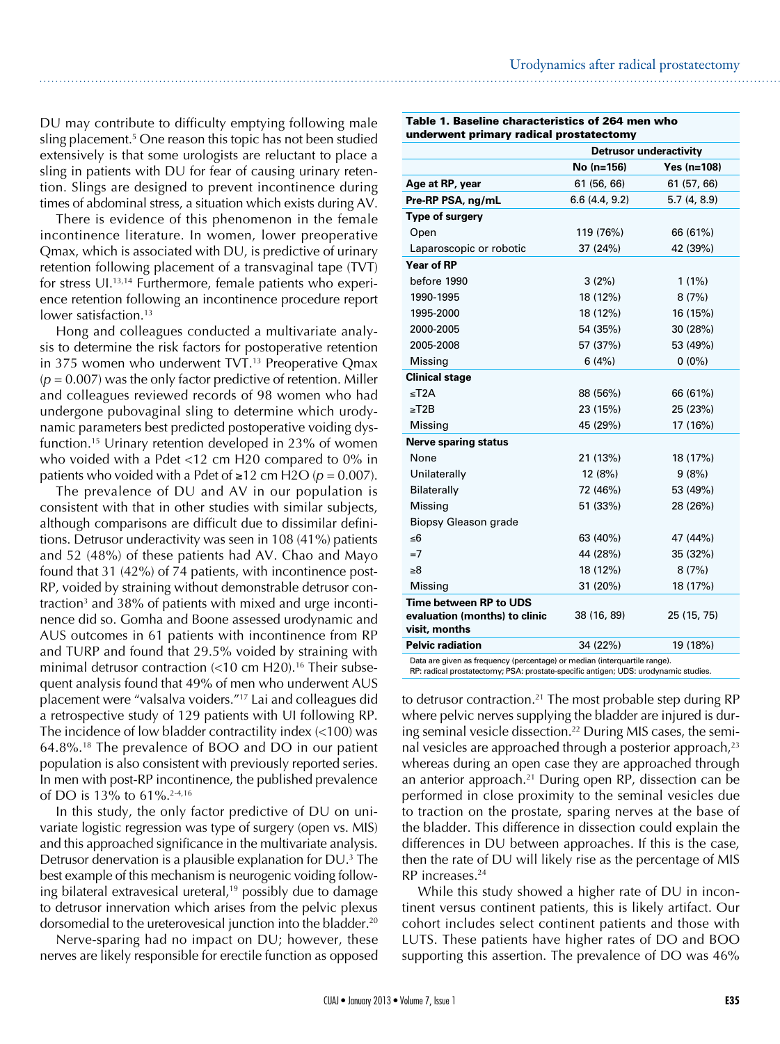DU may contribute to difficulty emptying following male sling placement.[5] One reason this topic has not been studied extensively is that some urologists are reluctant to place a sling in patients with DU for fear of causing urinary retention. Slings are designed to prevent incontinence during times of abdominal stress, a situation which exists during AV.

There is evidence of this phenomenon in the female incontinence literature. In women, lower preoperative Qmax, which is associated with DU, is predictive of urinary retention following placement of a transvaginal tape (TVT) for stress UI.[13,14] Furthermore, female patients who experience retention following an incontinence procedure report lower satisfaction.[13]

Hong and colleagues conducted a multivariate analysis to determine the risk factors for postoperative retention in 375 women who underwent TVT.[13] Preoperative Qmax ($p = 0.007$) was the only factor predictive of retention. Miller and colleagues reviewed records of 98 women who had undergone pubovaginal sling to determine which urodynamic parameters best predicted postoperative voiding dysfunction.[15] Urinary retention developed in 23% of women who voided with a Pdet <12 cm H20 compared to 0% in patients who voided with a Pdet of ≥12 cm H2O ($p = 0.007$).

The prevalence of DU and AV in our population is consistent with that in other studies with similar subjects, although comparisons are difficult due to dissimilar definitions. Detrusor underactivity was seen in 108 (41%) patients and 52 (48%) of these patients had AV. Chao and Mayo found that 31 (42%) of 74 patients, with incontinence post-RP, voided by straining without demonstrable detrusor contraction[3] and 38% of patients with mixed and urge incontinence did so. Gomha and Boone assessed urodynamic and AUS outcomes in 61 patients with incontinence from RP and TURP and found that 29.5% voided by straining with minimal detrusor contraction (<10 cm H20).[16] Their subsequent analysis found that 49% of men who underwent AUS placement were "valsalva voiders."[17] Lai and colleagues did a retrospective study of 129 patients with UI following RP. The incidence of low bladder contractility index (<100) was 64.8%.[18] The prevalence of BOO and DO in our patient population is also consistent with previously reported series. In men with post-RP incontinence, the published prevalence of DO is 13% to 61%.[2-4,16]

In this study, the only factor predictive of DU on univariate logistic regression was type of surgery (open vs. MIS) and this approached significance in the multivariate analysis. Detrusor denervation is a plausible explanation for DU.[3] The best example of this mechanism is neurogenic voiding following bilateral extravesical ureteral,[19] possibly due to damage to detrusor innervation which arises from the pelvic plexus dorsomedial to the ureterovesical junction into the bladder.[20]

Nerve-sparing had no impact on DU; however, these nerves are likely responsible for erectile function as opposed to detrusor contraction.[21] The most probable step during RP where pelvic nerves supplying the bladder are injured is during seminal vesicle dissection.[22] During MIS cases, the seminal vesicles are approached through a posterior approach,[23] whereas during an open case they are approached through an anterior approach.[21] During open RP, dissection can be performed in close proximity to the seminal vesicles due to traction on the prostate, sparing nerves at the base of the bladder. This difference in dissection could explain the differences in DU between approaches. If this is the case, then the rate of DU will likely rise as the percentage of MIS RP increases.[24]

While this study showed a higher rate of DU in incontinent versus continent patients, this is likely artifact. Our cohort includes select continent patients and those with LUTS. These patients have higher rates of DO and BOO supporting this assertion. The prevalence of DO was 46%

**Table 1. Baseline characteristics of 264 men who underwent primary radical prostatectomy**

| | Detrusor underactivity | |
|---|---|---|
| | **No (n=156)** | **Yes (n=108)** |
| **Age at RP, year** | 61 (56, 66) | 61 (57, 66) |
| **Pre-RP PSA, ng/mL** | 6.6 (4.4, 9.2) | 5.7 (4, 8.9) |
| **Type of surgery** | | |
| Open | 119 (76%) | 66 (61%) |
| Laparoscopic or robotic | 37 (24%) | 42 (39%) |
| **Year of RP** | | |
| before 1990 | 3 (2%) | 1 (1%) |
| 1990-1995 | 18 (12%) | 8 (7%) |
| 1995-2000 | 18 (12%) | 16 (15%) |
| 2000-2005 | 54 (35%) | 30 (28%) |
| 2005-2008 | 57 (37%) | 53 (49%) |
| Missing | 6 (4%) | 0 (0%) |
| **Clinical stage** | | |
| ≤T2A | 88 (56%) | 66 (61%) |
| ≥T2B | 23 (15%) | 25 (23%) |
| Missing | 45 (29%) | 17 (16%) |
| **Nerve sparing status** | | |
| None | 21 (13%) | 18 (17%) |
| Unilaterally | 12 (8%) | 9 (8%) |
| Bilaterally | 72 (46%) | 53 (49%) |
| Missing | 51 (33%) | 28 (26%) |
| Biopsy Gleason grade | | |
| ≤6 | 63 (40%) | 47 (44%) |
| =7 | 44 (28%) | 35 (32%) |
| ≥8 | 18 (12%) | 8 (7%) |
| Missing | 31 (20%) | 18 (17%) |
| **Time between RP to UDS evaluation (months) to clinic visit, months** | 38 (16, 89) | 25 (15, 75) |
| **Pelvic radiation** | 34 (22%) | 19 (18%) |

Data are given as frequency (percentage) or median (interquartile range).
RP: radical prostatectomy; PSA: prostate-specific antigen; UDS: urodynamic studies.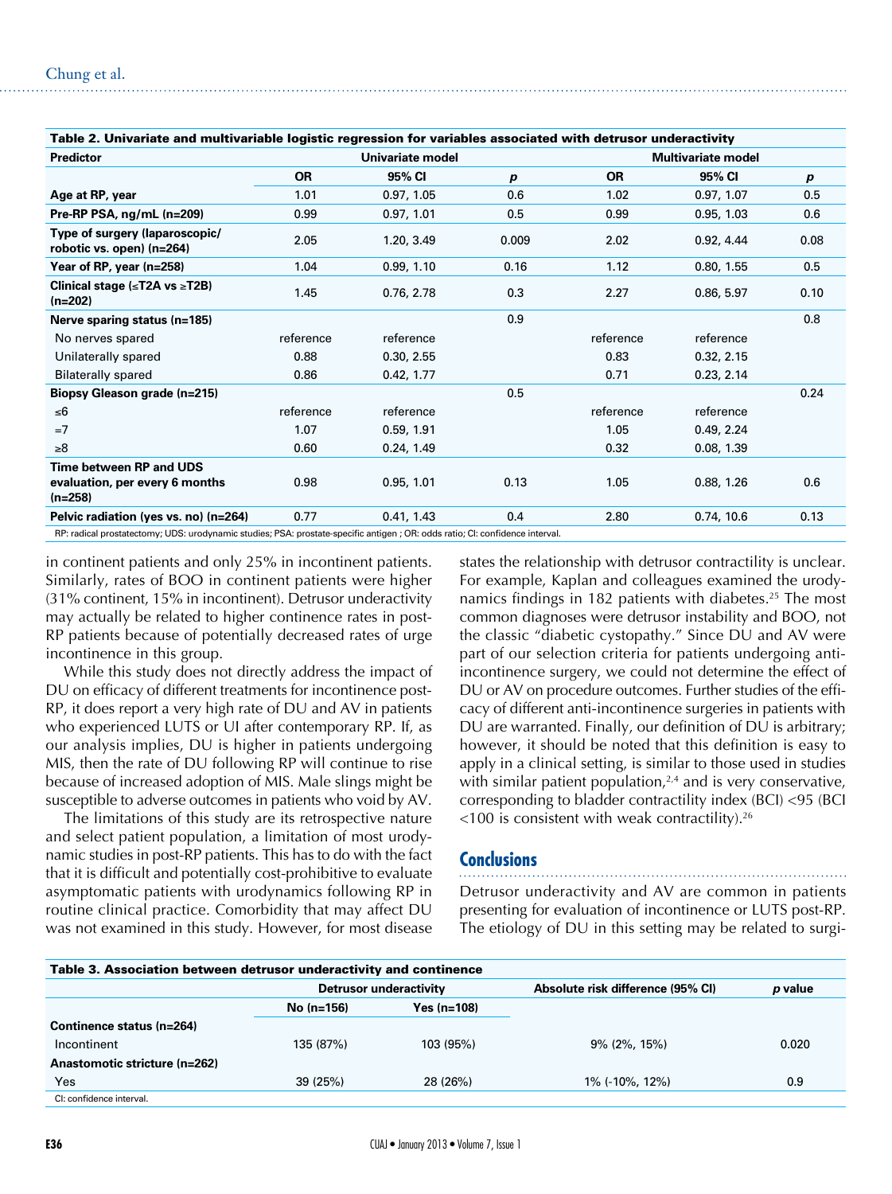**Table 2. Univariate and multivariable logistic regression for variables associated with detrusor underactivity**

| Predictor | Univariate model | | | Multivariate model | | |
|---|---|---|---|---|---|---|
| | OR | 95% CI | *p* | OR | 95% CI | *p* |
| **Age at RP, year** | 1.01 | 0.97, 1.05 | 0.6 | 1.02 | 0.97, 1.07 | 0.5 |
| **Pre-RP PSA, ng/mL (n=209)** | 0.99 | 0.97, 1.01 | 0.5 | 0.99 | 0.95, 1.03 | 0.6 |
| **Type of surgery (laparoscopic/ robotic vs. open) (n=264)** | 2.05 | 1.20, 3.49 | 0.009 | 2.02 | 0.92, 4.44 | 0.08 |
| **Year of RP, year (n=258)** | 1.04 | 0.99, 1.10 | 0.16 | 1.12 | 0.80, 1.55 | 0.5 |
| **Clinical stage (≤T2A vs ≥T2B) (n=202)** | 1.45 | 0.76, 2.78 | 0.3 | 2.27 | 0.86, 5.97 | 0.10 |
| **Nerve sparing status (n=185)** | | | 0.9 | | | 0.8 |
| No nerves spared | reference | reference | | reference | reference | |
| Unilaterally spared | 0.88 | 0.30, 2.55 | | 0.83 | 0.32, 2.15 | |
| Bilaterally spared | 0.86 | 0.42, 1.77 | | 0.71 | 0.23, 2.14 | |
| **Biopsy Gleason grade (n=215)** | | | 0.5 | | | 0.24 |
| ≤6 | reference | reference | | reference | reference | |
| =7 | 1.07 | 0.59, 1.91 | | 1.05 | 0.49, 2.24 | |
| ≥8 | 0.60 | 0.24, 1.49 | | 0.32 | 0.08, 1.39 | |
| **Time between RP and UDS evaluation, per every 6 months (n=258)** | 0.98 | 0.95, 1.01 | 0.13 | 1.05 | 0.88, 1.26 | 0.6 |
| **Pelvic radiation (yes vs. no) (n=264)** | 0.77 | 0.41, 1.43 | 0.4 | 2.80 | 0.74, 10.6 | 0.13 |

RP: radical prostatectomy; UDS: urodynamic studies; PSA: prostate-specific antigen ; OR: odds ratio; CI: confidence interval.

in continent patients and only 25% in incontinent patients. Similarly, rates of BOO in continent patients were higher (31% continent, 15% in incontinent). Detrusor underactivity may actually be related to higher continence rates in post-RP patients because of potentially decreased rates of urge incontinence in this group.

While this study does not directly address the impact of DU on efficacy of different treatments for incontinence post-RP, it does report a very high rate of DU and AV in patients who experienced LUTS or UI after contemporary RP. If, as our analysis implies, DU is higher in patients undergoing MIS, then the rate of DU following RP will continue to rise because of increased adoption of MIS. Male slings might be susceptible to adverse outcomes in patients who void by AV.

The limitations of this study are its retrospective nature and select patient population, a limitation of most urodynamic studies in post-RP patients. This has to do with the fact that it is difficult and potentially cost-prohibitive to evaluate asymptomatic patients with urodynamics following RP in routine clinical practice. Comorbidity that may affect DU was not examined in this study. However, for most disease states the relationship with detrusor contractility is unclear. For example, Kaplan and colleagues examined the urodynamics findings in 182 patients with diabetes.[25] The most common diagnoses were detrusor instability and BOO, not the classic "diabetic cystopathy." Since DU and AV were part of our selection criteria for patients undergoing anti-incontinence surgery, we could not determine the effect of DU or AV on procedure outcomes. Further studies of the efficacy of different anti-incontinence surgeries in patients with DU are warranted. Finally, our definition of DU is arbitrary; however, it should be noted that this definition is easy to apply in a clinical setting, is similar to those used in studies with similar patient population,[2,4] and is very conservative, corresponding to bladder contractility index (BCI) <95 (BCI <100 is consistent with weak contractility).[26]

## Conclusions

Detrusor underactivity and AV are common in patients presenting for evaluation of incontinence or LUTS post-RP. The etiology of DU in this setting may be related to surgi-

**Table 3. Association between detrusor underactivity and continence**

| | Detrusor underactivity | | Absolute risk difference (95% CI) | *p* value |
|---|---|---|---|---|
| | No (n=156) | Yes (n=108) | | |
| **Continence status (n=264)** | | | | |
| Incontinent | 135 (87%) | 103 (95%) | 9% (2%, 15%) | 0.020 |
| **Anastomotic stricture (n=262)** | | | | |
| Yes | 39 (25%) | 28 (26%) | 1% (-10%, 12%) | 0.9 |

CI: confidence interval.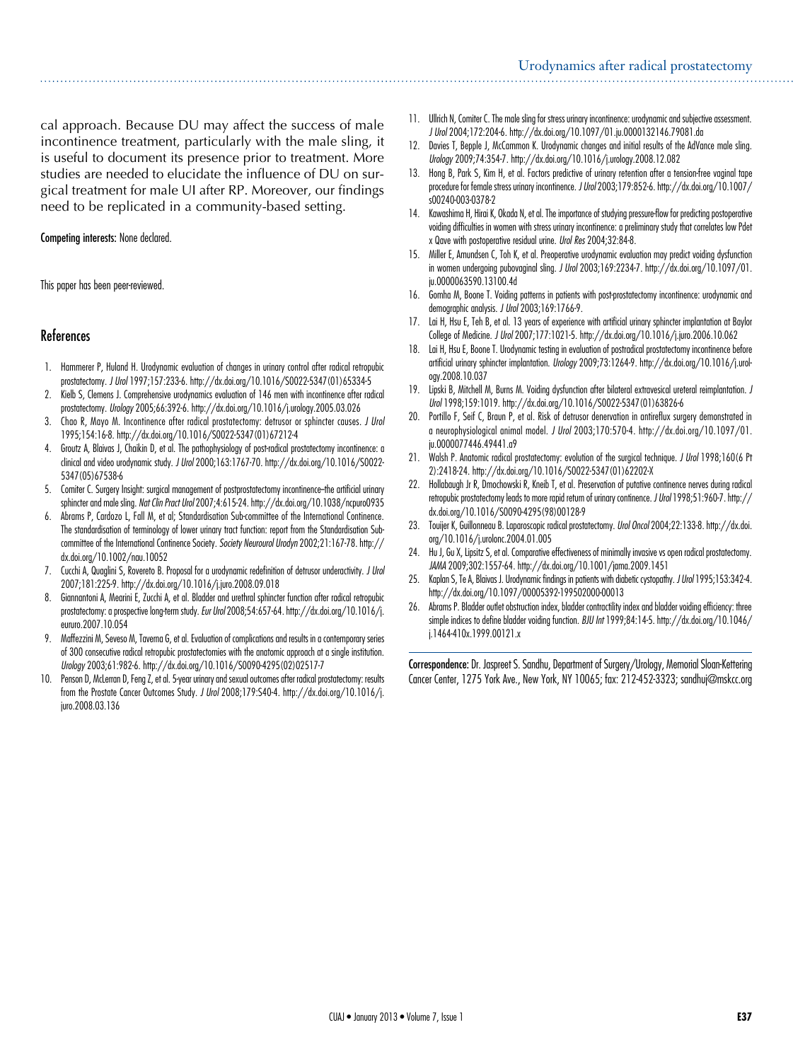cal approach. Because DU may affect the success of male incontinence treatment, particularly with the male sling, it is useful to document its presence prior to treatment. More studies are needed to elucidate the influence of DU on surgical treatment for male UI after RP. Moreover, our findings need to be replicated in a community-based setting.

**Competing interests:** None declared.

This paper has been peer-reviewed.

## References

1. Hammerer P, Huland H. Urodynamic evaluation of changes in urinary control after radical retropubic prostatectomy. *J Urol* 1997;157:233-6. http://dx.doi.org/10.1016/S0022-5347(01)65334-5
2. Kielb S, Clemens J. Comprehensive urodynamics evaluation of 146 men with incontinence after radical prostatectomy. *Urology* 2005;66:392-6. http://dx.doi.org/10.1016/j.urology.2005.03.026
3. Chao R, Mayo M. Incontinence after radical prostatectomy: detrusor or sphincter causes. *J Urol* 1995;154:16-8. http://dx.doi.org/10.1016/S0022-5347(01)67212-4
4. Groutz A, Blaivas J, Chaikin D, et al. The pathophysiology of post-radical prostatectomy incontinence: a clinical and video urodynamic study. *J Urol* 2000;163:1767-70. http://dx.doi.org/10.1016/S0022-5347(05)67538-6
5. Comiter C. Surgery Insight: surgical management of postprostatectomy incontinence–the artificial urinary sphincter and male sling. *Nat Clin Pract Urol* 2007;4:615-24. http://dx.doi.org/10.1038/ncpuro0935
6. Abrams P, Cardozo L, Fall M, et al; Standardisation Sub-committee of the International Continence. The standardisation of terminology of lower urinary tract function: report from the Standardisation Sub-committee of the International Continence Society. *Society Neurourol Urodyn* 2002;21:167-78. http://dx.doi.org/10.1002/nau.10052
7. Cucchi A, Quaglini S, Rovereto B. Proposal for a urodynamic redefinition of detrusor underactivity. *J Urol* 2007;181:225-9. http://dx.doi.org/10.1016/j.juro.2008.09.018
8. Giannantoni A, Mearini E, Zucchi A, et al. Bladder and urethral sphincter function after radical retropubic prostatectomy: a prospective long-term study. *Eur Urol* 2008;54:657-64. http://dx.doi.org/10.1016/j.eururo.2007.10.054
9. Maffezzini M, Seveso M, Taverna G, et al. Evaluation of complications and results in a contemporary series of 300 consecutive radical retropubic prostatectomies with the anatomic approach at a single institution. *Urology* 2003;61:982-6. http://dx.doi.org/10.1016/S0090-4295(02)02517-7
10. Penson D, McLerran D, Feng Z, et al. 5-year urinary and sexual outcomes after radical prostatectomy: results from the Prostate Cancer Outcomes Study. *J Urol* 2008;179:S40-4. http://dx.doi.org/10.1016/j.juro.2008.03.136
11. Ullrich N, Comiter C. The male sling for stress urinary incontinence: urodynamic and subjective assessment. *J Urol* 2004;172:204-6. http://dx.doi.org/10.1097/01.ju.0000132146.79081.da
12. Davies T, Bepple J, McCammon K. Urodynamic changes and initial results of the AdVance male sling. *Urology* 2009;74:354-7. http://dx.doi.org/10.1016/j.urology.2008.12.082
13. Hong B, Park S, Kim H, et al. Factors predictive of urinary retention after a tension-free vaginal tape procedure for female stress urinary incontinence. *J Urol* 2003;179:852-6. http://dx.doi.org/10.1007/s00240-003-0378-2
14. Kawashima H, Hirai K, Okada N, et al. The importance of studying pressure-flow for predicting postoperative voiding difficulties in women with stress urinary incontinence: a preliminary study that correlates low Pdet x Qave with postoperative residual urine. *Urol Res* 2004;32:84-8.
15. Miller E, Amundsen C, Toh K, et al. Preoperative urodynamic evaluation may predict voiding dysfunction in women undergoing pubovaginal sling. *J Urol* 2003;169:2234-7. http://dx.doi.org/10.1097/01.ju.0000063590.13100.4d
16. Gomha M, Boone T. Voiding patterns in patients with post-prostatectomy incontinence: urodynamic and demographic analysis. *J Urol* 2003;169:1766-9.
17. Lai H, Hsu E, Teh B, et al. 13 years of experience with artificial urinary sphincter implantation at Baylor College of Medicine. *J Urol* 2007;177:1021-5. http://dx.doi.org/10.1016/j.juro.2006.10.062
18. Lai H, Hsu E, Boone T. Urodynamic testing in evaluation of postradical prostatectomy incontinence before artificial urinary sphincter implantation. *Urology* 2009;73:1264-9. http://dx.doi.org/10.1016/j.urology.2008.10.037
19. Lipski B, Mitchell M, Burns M. Voiding dysfunction after bilateral extravesical ureteral reimplantation. *J Urol* 1998;159:1019. http://dx.doi.org/10.1016/S0022-5347(01)63826-6
20. Portillo F, Seif C, Braun P, et al. Risk of detrusor denervation in antireflux surgery demonstrated in a neurophysiological animal model. *J Urol* 2003;170:570-4. http://dx.doi.org/10.1097/01.ju.0000077446.49441.a9
21. Walsh P. Anatomic radical prostatectomy: evolution of the surgical technique. *J Urol* 1998;160(6 Pt 2):2418-24. http://dx.doi.org/10.1016/S0022-5347(01)62202-X
22. Hollabaugh Jr R, Dmochowski R, Kneib T, et al. Preservation of putative continence nerves during radical retropubic prostatectomy leads to more rapid return of urinary continence. *J Urol* 1998;51:960-7. http://dx.doi.org/10.1016/S0090-4295(98)00128-9
23. Touijer K, Guillonneau B. Laparoscopic radical prostatectomy. *Urol Oncol* 2004;22:133-8. http://dx.doi.org/10.1016/j.urolonc.2004.01.005
24. Hu J, Gu X, Lipsitz S, et al. Comparative effectiveness of minimally invasive vs open radical prostatectomy. *JAMA* 2009;302:1557-64. http://dx.doi.org/10.1001/jama.2009.1451
25. Kaplan S, Te A, Blaivas J. Urodynamic findings in patients with diabetic cystopathy. *J Urol* 1995;153:342-4. http://dx.doi.org/10.1097/00005392-199502000-00013
26. Abrams P. Bladder outlet obstruction index, bladder contractility index and bladder voiding efficiency: three simple indices to define bladder voiding function. *BJU Int* 1999;84:14-5. http://dx.doi.org/10.1046/j.1464-410x.1999.00121.x

**Correspondence:** Dr. Jaspreet S. Sandhu, Department of Surgery/Urology, Memorial Sloan-Kettering Cancer Center, 1275 York Ave., New York, NY 10065; fax: 212-452-3323; sandhuj@mskcc.org